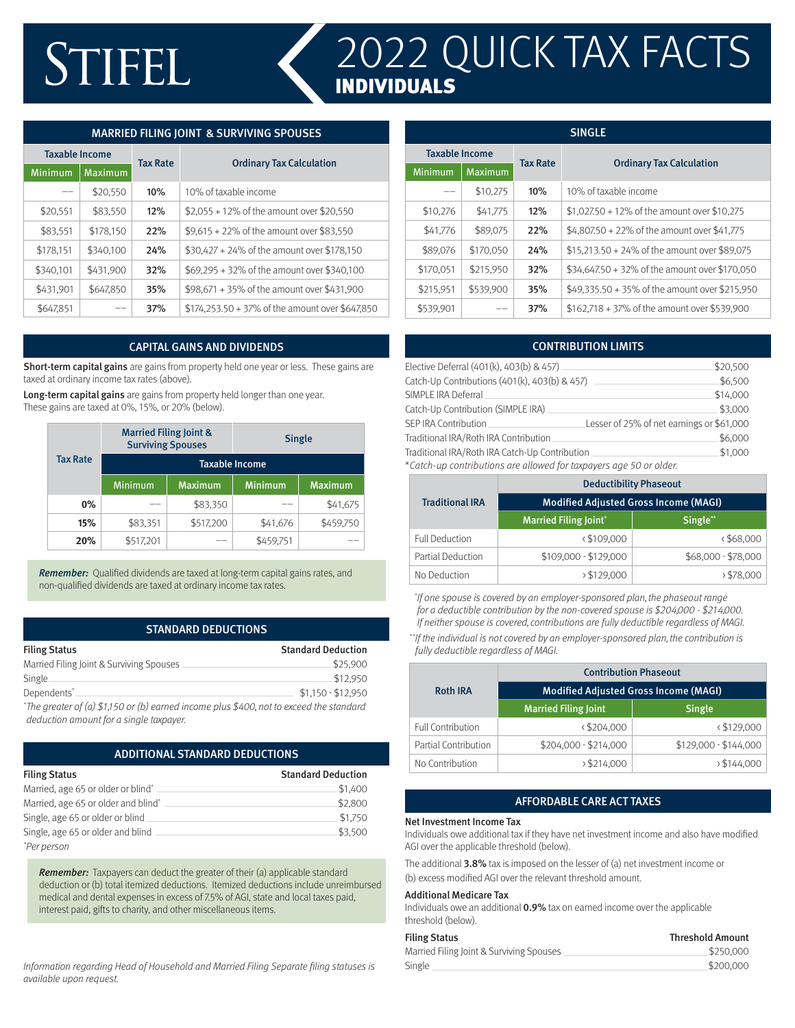# STIFEL

# 2022 QUICK TAX FACTS
## INDIVIDUALS

## MARRIED FILING JOINT & SURVIVING SPOUSES

| Taxable Income | | Tax Rate | Ordinary Tax Calculation |
|---|---|---|---|
| Minimum | Maximum | | |
| -- | $20,550 | 10% | 10% of taxable income |
| $20,551 | $83,550 | 12% | $2,055 + 12% of the amount over $20,550 |
| $83,551 | $178,150 | 22% | $9,615 + 22% of the amount over $83,550 |
| $178,151 | $340,100 | 24% | $30,427 + 24% of the amount over $178,150 |
| $340,101 | $431,900 | 32% | $69,295 + 32% of the amount over $340,100 |
| $431,901 | $647,850 | 35% | $98,671 + 35% of the amount over $431,900 |
| $647,851 | -- | 37% | $174,253.50 + 37% of the amount over $647,850 |

## SINGLE

| Taxable Income | | Tax Rate | Ordinary Tax Calculation |
|---|---|---|---|
| Minimum | Maximum | | |
| -- | $10,275 | 10% | 10% of taxable income |
| $10,276 | $41,775 | 12% | $1,027.50 + 12% of the amount over $10,275 |
| $41,776 | $89,075 | 22% | $4,807.50 + 22% of the amount over $41,775 |
| $89,076 | $170,050 | 24% | $15,213.50 + 24% of the amount over $89,075 |
| $170,051 | $215,950 | 32% | $34,647.50 + 32% of the amount over $170,050 |
| $215,951 | $539,900 | 35% | $49,335.50 + 35% of the amount over $215,950 |
| $539,901 | -- | 37% | $162,718 + 37% of the amount over $539,900 |

## CAPITAL GAINS AND DIVIDENDS

**Short-term capital gains** are gains from property held one year or less. These gains are taxed at ordinary income tax rates (above).

**Long-term capital gains** are gains from property held longer than one year. These gains are taxed at 0%, 15%, or 20% (below).

| Tax Rate | Married Filing Joint & Surviving Spouses | | Single | |
|---|---|---|---|---|
| | Taxable Income | | | |
| | Minimum | Maximum | Minimum | Maximum |
| 0% | -- | $83,350 | -- | $41,675 |
| 15% | $83,351 | $517,200 | $41,676 | $459,750 |
| 20% | $517,201 | -- | $459,751 | -- |

***Remember:*** Qualified dividends are taxed at long-term capital gains rates, and non-qualified dividends are taxed at ordinary income tax rates.

## STANDARD DEDUCTIONS

| Filing Status | Standard Deduction |
|---|---|
| Married Filing Joint & Surviving Spouses | $25,900 |
| Single | $12,950 |
| Dependents* | $1,150 - $12,950 |

*The greater of (a) $1,150 or (b) earned income plus $400, not to exceed the standard deduction amount for a single taxpayer.*

## ADDITIONAL STANDARD DEDUCTIONS

| Filing Status | Standard Deduction |
|---|---|
| Married, age 65 or older or blind* | $1,400 |
| Married, age 65 or older and blind* | $2,800 |
| Single, age 65 or older or blind | $1,750 |
| Single, age 65 or older and blind | $3,500 |

*Per person*

***Remember:*** Taxpayers can deduct the greater of their (a) applicable standard deduction or (b) total itemized deductions. Itemized deductions include unreimbursed medical and dental expenses in excess of 7.5% of AGI, state and local taxes paid, interest paid, gifts to charity, and other miscellaneous items.

*Information regarding Head of Household and Married Filing Separate filing statuses is available upon request.*

## CONTRIBUTION LIMITS

| | |
|---|---|
| Elective Deferral (401(k), 403(b) & 457) | $20,500 |
| Catch-Up Contributions (401(k), 403(b) & 457) | $6,500 |
| SIMPLE IRA Deferral | $14,000 |
| Catch-Up Contribution (SIMPLE IRA) | $3,000 |
| SEP IRA Contribution | Lesser of 25% of net earnings or $61,000 |
| Traditional IRA/Roth IRA Contribution | $6,000 |
| Traditional IRA/Roth IRA Catch-Up Contribution | $1,000 |

*Catch-up contributions are allowed for taxpayers age 50 or older.*

| Traditional IRA | Deductibility Phaseout | |
|---|---|---|
| | Modified Adjusted Gross Income (MAGI) | |
| | Married Filing Joint* | Single** |
| Full Deduction | < $109,000 | < $68,000 |
| Partial Deduction | $109,000 - $129,000 | $68,000 - $78,000 |
| No Deduction | > $129,000 | > $78,000 |

*If one spouse is covered by an employer-sponsored plan, the phaseout range for a deductible contribution by the non-covered spouse is $204,000 - $214,000. If neither spouse is covered, contributions are fully deductible regardless of MAGI.

**If the individual is not covered by an employer-sponsored plan, the contribution is fully deductible regardless of MAGI.

| Roth IRA | Contribution Phaseout | |
|---|---|---|
| | Modified Adjusted Gross Income (MAGI) | |
| | Married Filing Joint | Single |
| Full Contribution | < $204,000 | < $129,000 |
| Partial Contribution | $204,000 - $214,000 | $129,000 - $144,000 |
| No Contribution | > $214,000 | > $144,000 |

## AFFORDABLE CARE ACT TAXES

### Net Investment Income Tax

Individuals owe additional tax if they have net investment income and also have modified AGI over the applicable threshold (below).

The additional **3.8%** tax is imposed on the lesser of (a) net investment income or (b) excess modified AGI over the relevant threshold amount.

### Additional Medicare Tax

Individuals owe an additional **0.9%** tax on earned income over the applicable threshold (below).

| Filing Status | Threshold Amount |
|---|---|
| Married Filing Joint & Surviving Spouses | $250,000 |
| Single | $200,000 |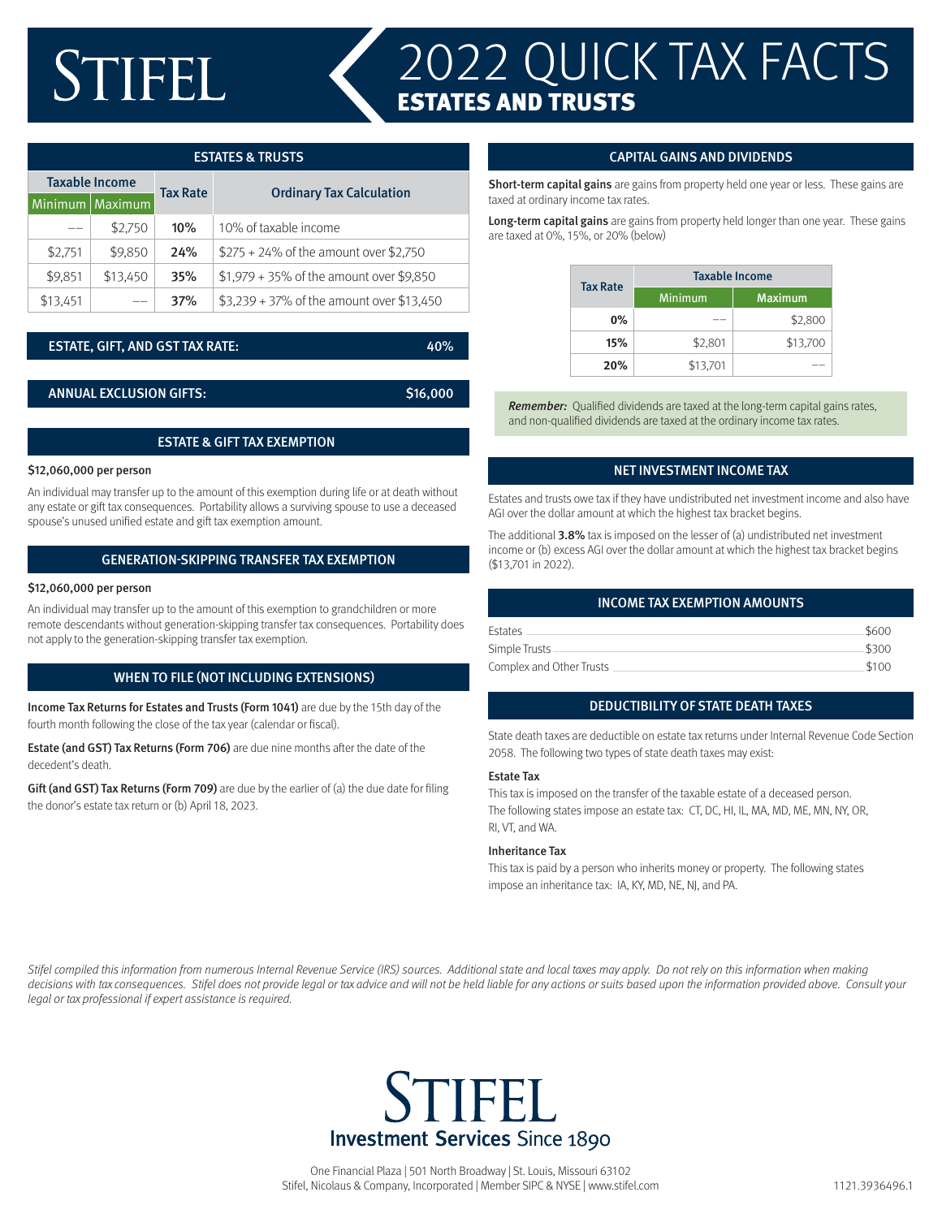# STIFEL

# 2022 QUICK TAX FACTS

## ESTATES AND TRUSTS

### ESTATES & TRUSTS

| Taxable Income | | Tax Rate | Ordinary Tax Calculation |
|---|---|---|---|
| Minimum | Maximum | | |
| -- | $2,750 | **10%** | 10% of taxable income |
| $2,751 | $9,850 | **24%** | $275 + 24% of the amount over $2,750 |
| $9,851 | $13,450 | **35%** | $1,979 + 35% of the amount over $9,850 |
| $13,451 | -- | **37%** | $3,239 + 37% of the amount over $13,450 |

### ESTATE, GIFT, AND GST TAX RATE: 40%

### ANNUAL EXCLUSION GIFTS: $16,000

### ESTATE & GIFT TAX EXEMPTION

**$12,060,000 per person**

An individual may transfer up to the amount of this exemption during life or at death without any estate or gift tax consequences. Portability allows a surviving spouse to use a deceased spouse's unused unified estate and gift tax exemption amount.

### GENERATION-SKIPPING TRANSFER TAX EXEMPTION

**$12,060,000 per person**

An individual may transfer up to the amount of this exemption to grandchildren or more remote descendants without generation-skipping transfer tax consequences. Portability does not apply to the generation-skipping transfer tax exemption.

### WHEN TO FILE (NOT INCLUDING EXTENSIONS)

**Income Tax Returns for Estates and Trusts (Form 1041)** are due by the 15th day of the fourth month following the close of the tax year (calendar or fiscal).

**Estate (and GST) Tax Returns (Form 706)** are due nine months after the date of the decedent's death.

**Gift (and GST) Tax Returns (Form 709)** are due by the earlier of (a) the due date for filing the donor's estate tax return or (b) April 18, 2023.

### CAPITAL GAINS AND DIVIDENDS

**Short-term capital gains** are gains from property held one year or less. These gains are taxed at ordinary income tax rates.

**Long-term capital gains** are gains from property held longer than one year. These gains are taxed at 0%, 15%, or 20% (below)

| Tax Rate | Taxable Income | |
|---|---|---|
| | Minimum | Maximum |
| **0%** | -- | $2,800 |
| **15%** | $2,801 | $13,700 |
| **20%** | $13,701 | -- |

***Remember:*** Qualified dividends are taxed at the long-term capital gains rates, and non-qualified dividends are taxed at the ordinary income tax rates.

### NET INVESTMENT INCOME TAX

Estates and trusts owe tax if they have undistributed net investment income and also have AGI over the dollar amount at which the highest tax bracket begins.

The additional **3.8%** tax is imposed on the lesser of (a) undistributed net investment income or (b) excess AGI over the dollar amount at which the highest tax bracket begins ($13,701 in 2022).

### INCOME TAX EXEMPTION AMOUNTS

| | |
|---|---|
| Estates | $600 |
| Simple Trusts | $300 |
| Complex and Other Trusts | $100 |

### DEDUCTIBILITY OF STATE DEATH TAXES

State death taxes are deductible on estate tax returns under Internal Revenue Code Section 2058. The following two types of state death taxes may exist:

**Estate Tax**

This tax is imposed on the transfer of the taxable estate of a deceased person. The following states impose an estate tax: CT, DC, HI, IL, MA, MD, ME, MN, NY, OR, RI, VT, and WA.

**Inheritance Tax**

This tax is paid by a person who inherits money or property. The following states impose an inheritance tax: IA, KY, MD, NE, NJ, and PA.

*Stifel compiled this information from numerous Internal Revenue Service (IRS) sources. Additional state and local taxes may apply. Do not rely on this information when making decisions with tax consequences. Stifel does not provide legal or tax advice and will not be held liable for any actions or suits based upon the information provided above. Consult your legal or tax professional if expert assistance is required.*

STIFEL
Investment Services Since 1890

One Financial Plaza | 501 North Broadway | St. Louis, Missouri 63102
Stifel, Nicolaus & Company, Incorporated | Member SIPC & NYSE | www.stifel.com

1121.3936496.1